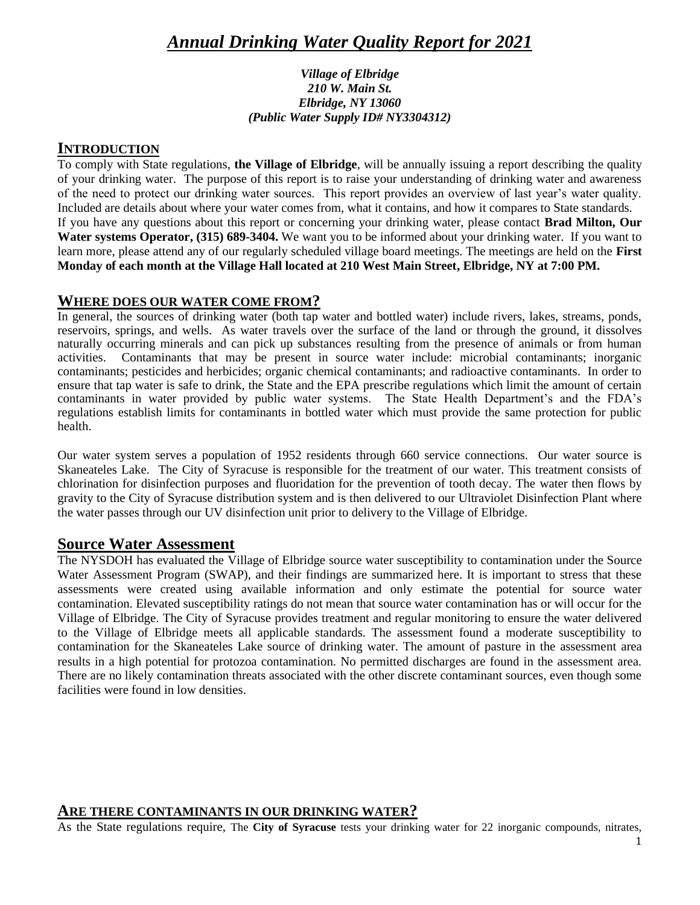# *Annual Drinking Water Quality Report for 2021*

***Village of Elbridge***
***210 W. Main St.***
***Elbridge, NY 13060***
***(Public Water Supply ID# NY3304312)***

## INTRODUCTION

To comply with State regulations, **the Village of Elbridge**, will be annually issuing a report describing the quality of your drinking water. The purpose of this report is to raise your understanding of drinking water and awareness of the need to protect our drinking water sources. This report provides an overview of last year's water quality. Included are details about where your water comes from, what it contains, and how it compares to State standards.
If you have any questions about this report or concerning your drinking water, please contact **Brad Milton, Our Water systems Operator, (315) 689-3404.** We want you to be informed about your drinking water. If you want to learn more, please attend any of our regularly scheduled village board meetings. The meetings are held on the **First Monday of each month at the Village Hall located at 210 West Main Street, Elbridge, NY at 7:00 PM.**

## WHERE DOES OUR WATER COME FROM?

In general, the sources of drinking water (both tap water and bottled water) include rivers, lakes, streams, ponds, reservoirs, springs, and wells. As water travels over the surface of the land or through the ground, it dissolves naturally occurring minerals and can pick up substances resulting from the presence of animals or from human activities. Contaminants that may be present in source water include: microbial contaminants; inorganic contaminants; pesticides and herbicides; organic chemical contaminants; and radioactive contaminants. In order to ensure that tap water is safe to drink, the State and the EPA prescribe regulations which limit the amount of certain contaminants in water provided by public water systems. The State Health Department's and the FDA's regulations establish limits for contaminants in bottled water which must provide the same protection for public health.

Our water system serves a population of 1952 residents through 660 service connections. Our water source is Skaneateles Lake. The City of Syracuse is responsible for the treatment of our water. This treatment consists of chlorination for disinfection purposes and fluoridation for the prevention of tooth decay. The water then flows by gravity to the City of Syracuse distribution system and is then delivered to our Ultraviolet Disinfection Plant where the water passes through our UV disinfection unit prior to delivery to the Village of Elbridge.

## Source Water Assessment

The NYSDOH has evaluated the Village of Elbridge source water susceptibility to contamination under the Source Water Assessment Program (SWAP), and their findings are summarized here. It is important to stress that these assessments were created using available information and only estimate the potential for source water contamination. Elevated susceptibility ratings do not mean that source water contamination has or will occur for the Village of Elbridge. The City of Syracuse provides treatment and regular monitoring to ensure the water delivered to the Village of Elbridge meets all applicable standards. The assessment found a moderate susceptibility to contamination for the Skaneateles Lake source of drinking water. The amount of pasture in the assessment area results in a high potential for protozoa contamination. No permitted discharges are found in the assessment area. There are no likely contamination threats associated with the other discrete contaminant sources, even though some facilities were found in low densities.

## ARE THERE CONTAMINANTS IN OUR DRINKING WATER?

As the State regulations require, The **City of Syracuse** tests your drinking water for 22 inorganic compounds, nitrates,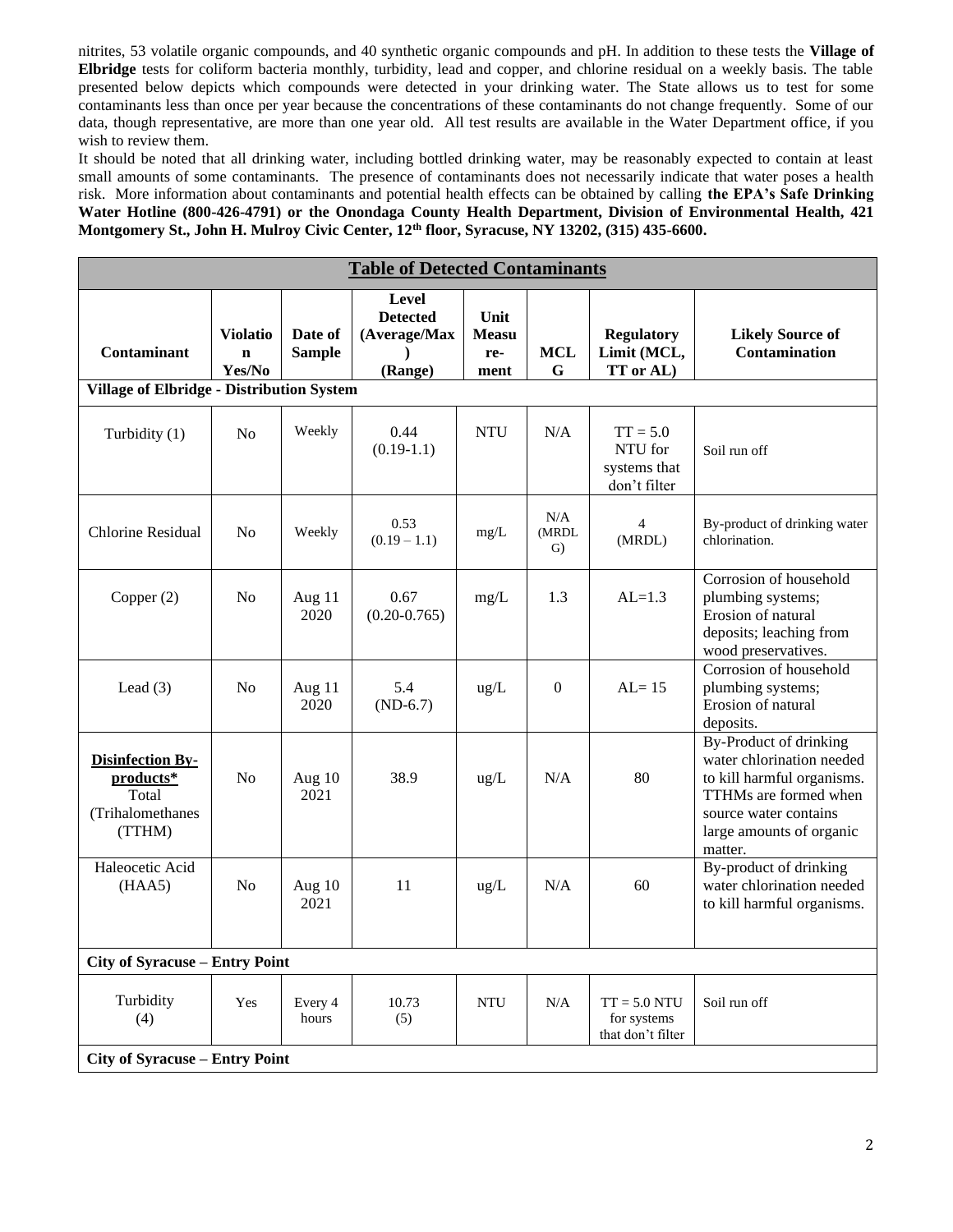nitrites, 53 volatile organic compounds, and 40 synthetic organic compounds and pH. In addition to these tests the **Village of Elbridge** tests for coliform bacteria monthly, turbidity, lead and copper, and chlorine residual on a weekly basis. The table presented below depicts which compounds were detected in your drinking water. The State allows us to test for some contaminants less than once per year because the concentrations of these contaminants do not change frequently. Some of our data, though representative, are more than one year old. All test results are available in the Water Department office, if you wish to review them.

It should be noted that all drinking water, including bottled drinking water, may be reasonably expected to contain at least small amounts of some contaminants. The presence of contaminants does not necessarily indicate that water poses a health risk. More information about contaminants and potential health effects can be obtained by calling **the EPA's Safe Drinking Water Hotline (800-426-4791) or the Onondaga County Health Department, Division of Environmental Health, 421 Montgomery St., John H. Mulroy Civic Center, 12th floor, Syracuse, NY 13202, (315) 435-6600.**

| **Table of Detected Contaminants** | | | | | | | |
|---|---|---|---|---|---|---|---|
| **Contaminant** | **Violation Yes/No** | **Date of Sample** | **Level Detected (Average/Max) (Range)** | **Unit Measure-ment** | **MCLG** | **Regulatory Limit (MCL, TT or AL)** | **Likely Source of Contamination** |
| **Village of Elbridge - Distribution System** | | | | | | | |
| Turbidity (1) | No | Weekly | 0.44 (0.19-1.1) | NTU | N/A | TT = 5.0 NTU for systems that don't filter | Soil run off |
| Chlorine Residual | No | Weekly | 0.53 (0.19 – 1.1) | mg/L | N/A (MRDLG) | 4 (MRDL) | By-product of drinking water chlorination. |
| Copper (2) | No | Aug 11 2020 | 0.67 (0.20-0.765) | mg/L | 1.3 | AL=1.3 | Corrosion of household plumbing systems; Erosion of natural deposits; leaching from wood preservatives. |
| Lead (3) | No | Aug 11 2020 | 5.4 (ND-6.7) | ug/L | 0 | AL= 15 | Corrosion of household plumbing systems; Erosion of natural deposits. |
| **Disinfection By-products*** Total (Trihalomethanes (TTHM) | No | Aug 10 2021 | 38.9 | ug/L | N/A | 80 | By-Product of drinking water chlorination needed to kill harmful organisms. TTHMs are formed when source water contains large amounts of organic matter. |
| Haleocetic Acid (HAA5) | No | Aug 10 2021 | 11 | ug/L | N/A | 60 | By-product of drinking water chlorination needed to kill harmful organisms. |
| **City of Syracuse – Entry Point** | | | | | | | |
| Turbidity (4) | Yes | Every 4 hours | 10.73 (5) | NTU | N/A | TT = 5.0 NTU for systems that don't filter | Soil run off |
| **City of Syracuse – Entry Point** | | | | | | | |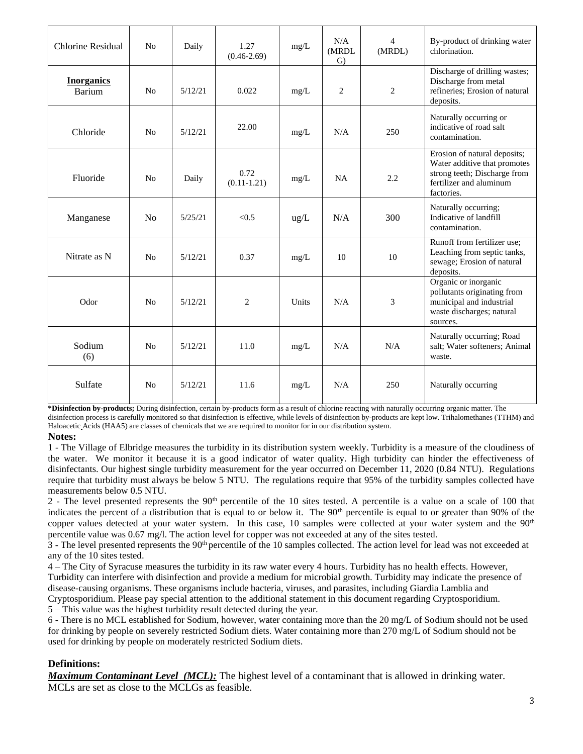| Chlorine Residual | No | Daily | 1.27 (0.46-2.69) | mg/L | N/A (MRDLG) | 4 (MRDL) | By-product of drinking water chlorination. |
|---|---|---|---|---|---|---|---|
| **Inorganics** Barium | No | 5/12/21 | 0.022 | mg/L | 2 | 2 | Discharge of drilling wastes; Discharge from metal refineries; Erosion of natural deposits. |
| Chloride | No | 5/12/21 | 22.00 | mg/L | N/A | 250 | Naturally occurring or indicative of road salt contamination. |
| Fluoride | No | Daily | 0.72 (0.11-1.21) | mg/L | NA | 2.2 | Erosion of natural deposits; Water additive that promotes strong teeth; Discharge from fertilizer and aluminum factories. |
| Manganese | No | 5/25/21 | <0.5 | ug/L | N/A | 300 | Naturally occurring; Indicative of landfill contamination. |
| Nitrate as N | No | 5/12/21 | 0.37 | mg/L | 10 | 10 | Runoff from fertilizer use; Leaching from septic tanks, sewage; Erosion of natural deposits. |
| Odor | No | 5/12/21 | 2 | Units | N/A | 3 | Organic or inorganic pollutants originating from municipal and industrial waste discharges; natural sources. |
| Sodium (6) | No | 5/12/21 | 11.0 | mg/L | N/A | N/A | Naturally occurring; Road salt; Water softeners; Animal waste. |
| Sulfate | No | 5/12/21 | 11.6 | mg/L | N/A | 250 | Naturally occurring |

***Disinfection by-products;** During disinfection, certain by-products form as a result of chlorine reacting with naturally occurring organic matter. The disinfection process is carefully monitored so that disinfection is effective, while levels of disinfection by-products are kept low. Trihalomethanes (TTHM) and Haloacetic Acids (HAA5) are classes of chemicals that we are required to monitor for in our distribution system.

**Notes:**

1 - The Village of Elbridge measures the turbidity in its distribution system weekly. Turbidity is a measure of the cloudiness of the water. We monitor it because it is a good indicator of water quality. High turbidity can hinder the effectiveness of disinfectants. Our highest single turbidity measurement for the year occurred on December 11, 2020 (0.84 NTU). Regulations require that turbidity must always be below 5 NTU. The regulations require that 95% of the turbidity samples collected have measurements below 0.5 NTU.

2 - The level presented represents the 90th percentile of the 10 sites tested. A percentile is a value on a scale of 100 that indicates the percent of a distribution that is equal to or below it. The 90th percentile is equal to or greater than 90% of the copper values detected at your water system. In this case, 10 samples were collected at your water system and the 90th percentile value was 0.67 mg/l. The action level for copper was not exceeded at any of the sites tested.

3 - The level presented represents the 90th percentile of the 10 samples collected. The action level for lead was not exceeded at any of the 10 sites tested.

4 – The City of Syracuse measures the turbidity in its raw water every 4 hours. Turbidity has no health effects. However, Turbidity can interfere with disinfection and provide a medium for microbial growth. Turbidity may indicate the presence of disease-causing organisms. These organisms include bacteria, viruses, and parasites, including Giardia Lamblia and Cryptosporidium. Please pay special attention to the additional statement in this document regarding Cryptosporidium.

5 – This value was the highest turbidity result detected during the year.

6 - There is no MCL established for Sodium, however, water containing more than the 20 mg/L of Sodium should not be used for drinking by people on severely restricted Sodium diets. Water containing more than 270 mg/L of Sodium should not be used for drinking by people on moderately restricted Sodium diets.

### Definitions:

***Maximum Contaminant Level (MCL):*** The highest level of a contaminant that is allowed in drinking water. MCLs are set as close to the MCLGs as feasible.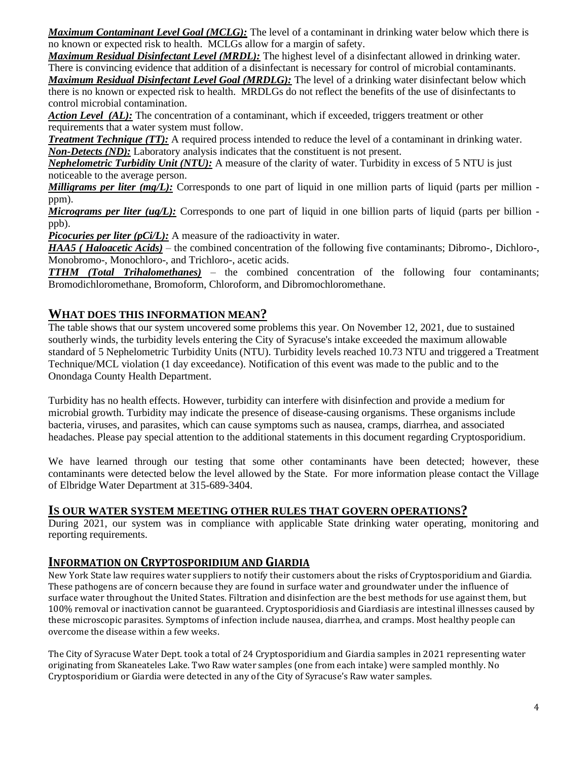***Maximum Contaminant Level Goal (MCLG):*** The level of a contaminant in drinking water below which there is no known or expected risk to health. MCLGs allow for a margin of safety.
***Maximum Residual Disinfectant Level (MRDL):*** The highest level of a disinfectant allowed in drinking water. There is convincing evidence that addition of a disinfectant is necessary for control of microbial contaminants.
***Maximum Residual Disinfectant Level Goal (MRDLG):*** The level of a drinking water disinfectant below which there is no known or expected risk to health. MRDLGs do not reflect the benefits of the use of disinfectants to control microbial contamination.
***Action Level (AL):*** The concentration of a contaminant, which if exceeded, triggers treatment or other requirements that a water system must follow.
***Treatment Technique (TT):*** A required process intended to reduce the level of a contaminant in drinking water.
***Non-Detects (ND):*** Laboratory analysis indicates that the constituent is not present.
***Nephelometric Turbidity Unit (NTU):*** A measure of the clarity of water. Turbidity in excess of 5 NTU is just noticeable to the average person.
***Milligrams per liter (mg/L):*** Corresponds to one part of liquid in one million parts of liquid (parts per million - ppm).
***Micrograms per liter (ug/L):*** Corresponds to one part of liquid in one billion parts of liquid (parts per billion - ppb).
***Picocuries per liter (pCi/L):*** A measure of the radioactivity in water.
***HAA5 ( Haloacetic Acids)*** – the combined concentration of the following five contaminants; Dibromo-, Dichloro-, Monobromo-, Monochloro-, and Trichloro-, acetic acids.
***TTHM (Total Trihalomethanes)*** – the combined concentration of the following four contaminants; Bromodichloromethane, Bromoform, Chloroform, and Dibromochloromethane.

## WHAT DOES THIS INFORMATION MEAN?

The table shows that our system uncovered some problems this year. On November 12, 2021, due to sustained southerly winds, the turbidity levels entering the City of Syracuse's intake exceeded the maximum allowable standard of 5 Nephelometric Turbidity Units (NTU). Turbidity levels reached 10.73 NTU and triggered a Treatment Technique/MCL violation (1 day exceedance). Notification of this event was made to the public and to the Onondaga County Health Department.

Turbidity has no health effects. However, turbidity can interfere with disinfection and provide a medium for microbial growth. Turbidity may indicate the presence of disease-causing organisms. These organisms include bacteria, viruses, and parasites, which can cause symptoms such as nausea, cramps, diarrhea, and associated headaches. Please pay special attention to the additional statements in this document regarding Cryptosporidium.

We have learned through our testing that some other contaminants have been detected; however, these contaminants were detected below the level allowed by the State. For more information please contact the Village of Elbridge Water Department at 315-689-3404.

## IS OUR WATER SYSTEM MEETING OTHER RULES THAT GOVERN OPERATIONS?

During 2021, our system was in compliance with applicable State drinking water operating, monitoring and reporting requirements.

## INFORMATION ON CRYPTOSPORIDIUM AND GIARDIA

New York State law requires water suppliers to notify their customers about the risks of Cryptosporidium and Giardia. These pathogens are of concern because they are found in surface water and groundwater under the influence of surface water throughout the United States. Filtration and disinfection are the best methods for use against them, but 100% removal or inactivation cannot be guaranteed. Cryptosporidiosis and Giardiasis are intestinal illnesses caused by these microscopic parasites. Symptoms of infection include nausea, diarrhea, and cramps. Most healthy people can overcome the disease within a few weeks.

The City of Syracuse Water Dept. took a total of 24 Cryptosporidium and Giardia samples in 2021 representing water originating from Skaneateles Lake. Two Raw water samples (one from each intake) were sampled monthly. No Cryptosporidium or Giardia were detected in any of the City of Syracuse's Raw water samples.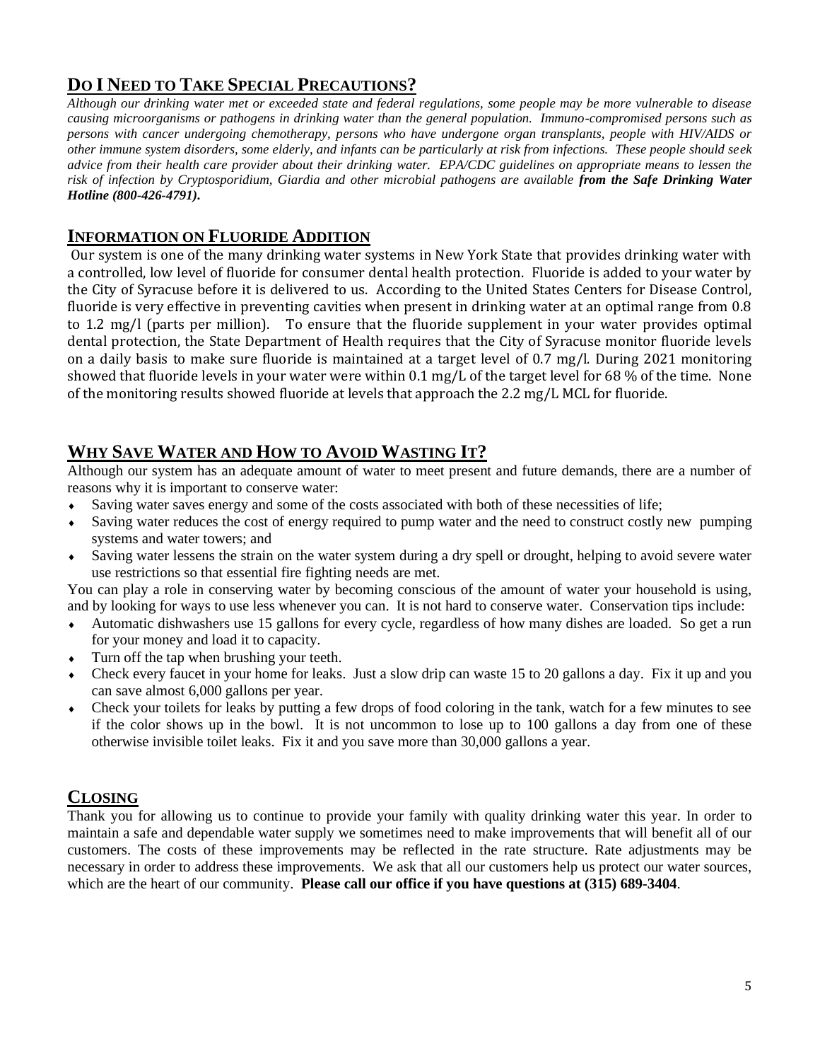## Do I Need to Take Special Precautions?

*Although our drinking water met or exceeded state and federal regulations, some people may be more vulnerable to disease causing microorganisms or pathogens in drinking water than the general population. Immuno-compromised persons such as persons with cancer undergoing chemotherapy, persons who have undergone organ transplants, people with HIV/AIDS or other immune system disorders, some elderly, and infants can be particularly at risk from infections. These people should seek advice from their health care provider about their drinking water. EPA/CDC guidelines on appropriate means to lessen the risk of infection by Cryptosporidium, Giardia and other microbial pathogens are available **from the Safe Drinking Water Hotline (800-426-4791).***

## Information on Fluoride Addition

Our system is one of the many drinking water systems in New York State that provides drinking water with a controlled, low level of fluoride for consumer dental health protection. Fluoride is added to your water by the City of Syracuse before it is delivered to us. According to the United States Centers for Disease Control, fluoride is very effective in preventing cavities when present in drinking water at an optimal range from 0.8 to 1.2 mg/l (parts per million). To ensure that the fluoride supplement in your water provides optimal dental protection, the State Department of Health requires that the City of Syracuse monitor fluoride levels on a daily basis to make sure fluoride is maintained at a target level of 0.7 mg/l. During 2021 monitoring showed that fluoride levels in your water were within 0.1 mg/L of the target level for 68 % of the time. None of the monitoring results showed fluoride at levels that approach the 2.2 mg/L MCL for fluoride.

## Why Save Water and How to Avoid Wasting It?

Although our system has an adequate amount of water to meet present and future demands, there are a number of reasons why it is important to conserve water:

- Saving water saves energy and some of the costs associated with both of these necessities of life;
- Saving water reduces the cost of energy required to pump water and the need to construct costly new pumping systems and water towers; and
- Saving water lessens the strain on the water system during a dry spell or drought, helping to avoid severe water use restrictions so that essential fire fighting needs are met.

You can play a role in conserving water by becoming conscious of the amount of water your household is using, and by looking for ways to use less whenever you can. It is not hard to conserve water. Conservation tips include:

- Automatic dishwashers use 15 gallons for every cycle, regardless of how many dishes are loaded. So get a run for your money and load it to capacity.
- Turn off the tap when brushing your teeth.
- Check every faucet in your home for leaks. Just a slow drip can waste 15 to 20 gallons a day. Fix it up and you can save almost 6,000 gallons per year.
- Check your toilets for leaks by putting a few drops of food coloring in the tank, watch for a few minutes to see if the color shows up in the bowl. It is not uncommon to lose up to 100 gallons a day from one of these otherwise invisible toilet leaks. Fix it and you save more than 30,000 gallons a year.

## Closing

Thank you for allowing us to continue to provide your family with quality drinking water this year. In order to maintain a safe and dependable water supply we sometimes need to make improvements that will benefit all of our customers. The costs of these improvements may be reflected in the rate structure. Rate adjustments may be necessary in order to address these improvements. We ask that all our customers help us protect our water sources, which are the heart of our community. **Please call our office if you have questions at (315) 689-3404**.